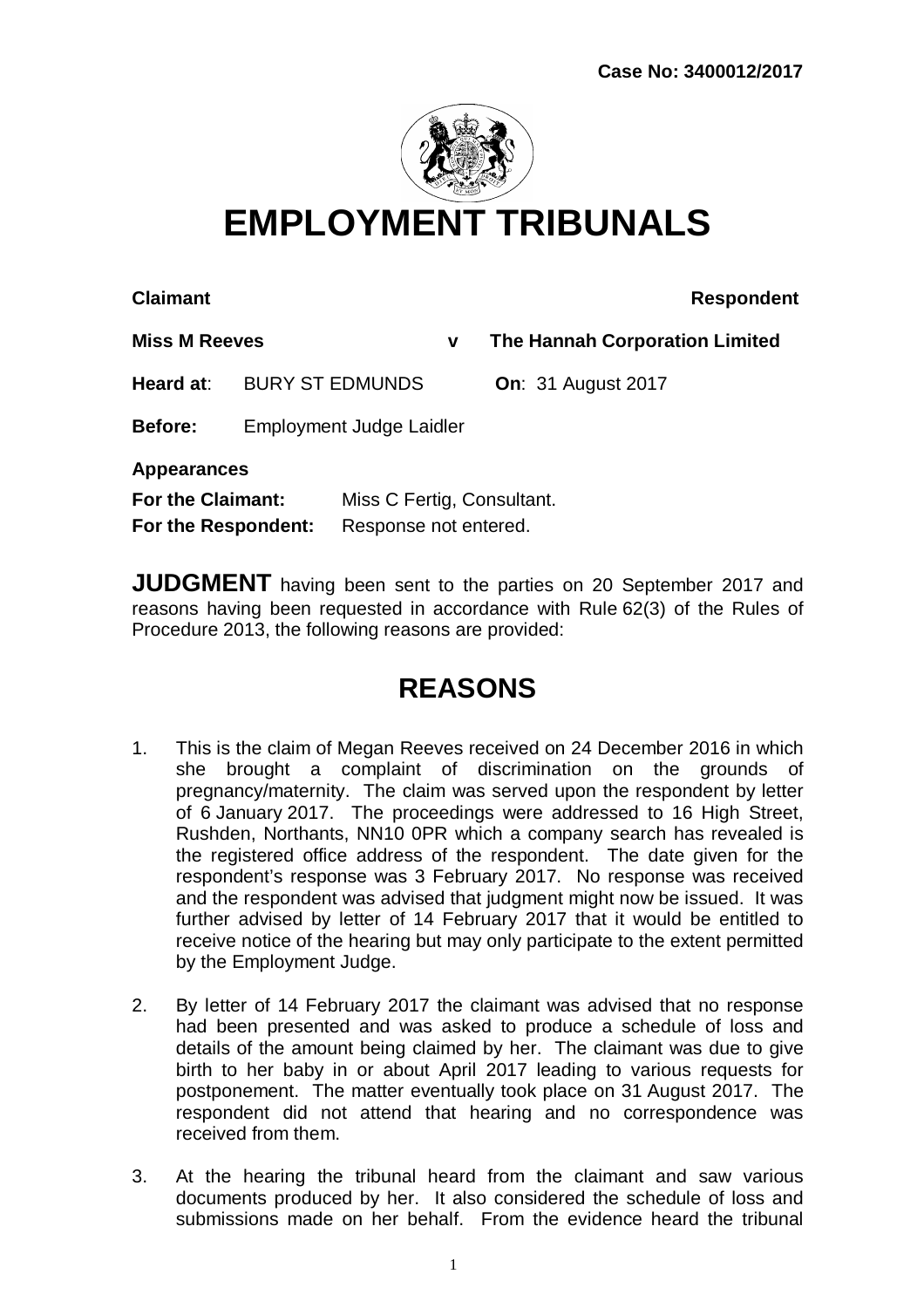**Case No: 3400012/2017**

# EMPLOYMENT TRIBUNALS

| **Claimant** | | **Respondent** |
|---|---|---|
| **Miss M Reeves** | **v** | **The Hannah Corporation Limited** |

**Heard at**: BURY ST EDMUNDS **On**: 31 August 2017

**Before:** Employment Judge Laidler

**Appearances**

**For the Claimant:** Miss C Fertig, Consultant.

**For the Respondent:** Response not entered.

**JUDGMENT** having been sent to the parties on 20 September 2017 and reasons having been requested in accordance with Rule 62(3) of the Rules of Procedure 2013, the following reasons are provided:

## REASONS

1. This is the claim of Megan Reeves received on 24 December 2016 in which she brought a complaint of discrimination on the grounds of pregnancy/maternity. The claim was served upon the respondent by letter of 6 January 2017. The proceedings were addressed to 16 High Street, Rushden, Northants, NN10 0PR which a company search has revealed is the registered office address of the respondent. The date given for the respondent's response was 3 February 2017. No response was received and the respondent was advised that judgment might now be issued. It was further advised by letter of 14 February 2017 that it would be entitled to receive notice of the hearing but may only participate to the extent permitted by the Employment Judge.

2. By letter of 14 February 2017 the claimant was advised that no response had been presented and was asked to produce a schedule of loss and details of the amount being claimed by her. The claimant was due to give birth to her baby in or about April 2017 leading to various requests for postponement. The matter eventually took place on 31 August 2017. The respondent did not attend that hearing and no correspondence was received from them.

3. At the hearing the tribunal heard from the claimant and saw various documents produced by her. It also considered the schedule of loss and submissions made on her behalf. From the evidence heard the tribunal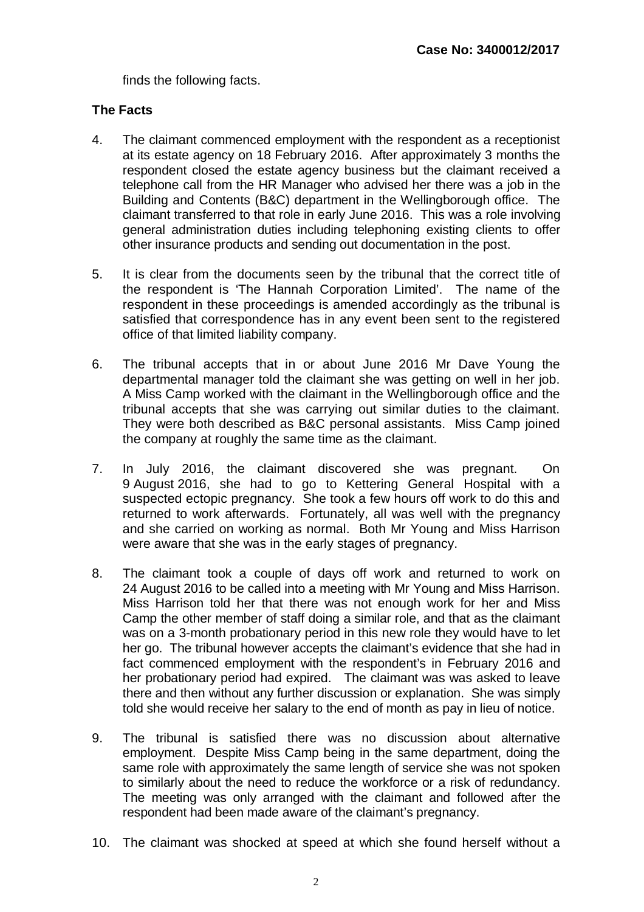finds the following facts.

## The Facts

4. The claimant commenced employment with the respondent as a receptionist at its estate agency on 18 February 2016. After approximately 3 months the respondent closed the estate agency business but the claimant received a telephone call from the HR Manager who advised her there was a job in the Building and Contents (B&C) department in the Wellingborough office. The claimant transferred to that role in early June 2016. This was a role involving general administration duties including telephoning existing clients to offer other insurance products and sending out documentation in the post.

5. It is clear from the documents seen by the tribunal that the correct title of the respondent is 'The Hannah Corporation Limited'. The name of the respondent in these proceedings is amended accordingly as the tribunal is satisfied that correspondence has in any event been sent to the registered office of that limited liability company.

6. The tribunal accepts that in or about June 2016 Mr Dave Young the departmental manager told the claimant she was getting on well in her job. A Miss Camp worked with the claimant in the Wellingborough office and the tribunal accepts that she was carrying out similar duties to the claimant. They were both described as B&C personal assistants. Miss Camp joined the company at roughly the same time as the claimant.

7. In July 2016, the claimant discovered she was pregnant. On 9 August 2016, she had to go to Kettering General Hospital with a suspected ectopic pregnancy. She took a few hours off work to do this and returned to work afterwards. Fortunately, all was well with the pregnancy and she carried on working as normal. Both Mr Young and Miss Harrison were aware that she was in the early stages of pregnancy.

8. The claimant took a couple of days off work and returned to work on 24 August 2016 to be called into a meeting with Mr Young and Miss Harrison. Miss Harrison told her that there was not enough work for her and Miss Camp the other member of staff doing a similar role, and that as the claimant was on a 3-month probationary period in this new role they would have to let her go. The tribunal however accepts the claimant's evidence that she had in fact commenced employment with the respondent's in February 2016 and her probationary period had expired. The claimant was was asked to leave there and then without any further discussion or explanation. She was simply told she would receive her salary to the end of month as pay in lieu of notice.

9. The tribunal is satisfied there was no discussion about alternative employment. Despite Miss Camp being in the same department, doing the same role with approximately the same length of service she was not spoken to similarly about the need to reduce the workforce or a risk of redundancy. The meeting was only arranged with the claimant and followed after the respondent had been made aware of the claimant's pregnancy.

10. The claimant was shocked at speed at which she found herself without a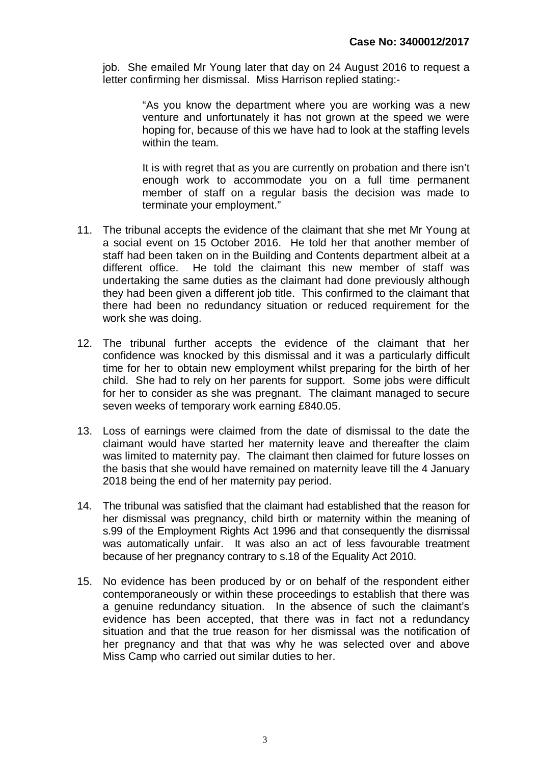job. She emailed Mr Young later that day on 24 August 2016 to request a letter confirming her dismissal. Miss Harrison replied stating:-

> "As you know the department where you are working was a new venture and unfortunately it has not grown at the speed we were hoping for, because of this we have had to look at the staffing levels within the team.
>
> It is with regret that as you are currently on probation and there isn't enough work to accommodate you on a full time permanent member of staff on a regular basis the decision was made to terminate your employment."

11. The tribunal accepts the evidence of the claimant that she met Mr Young at a social event on 15 October 2016. He told her that another member of staff had been taken on in the Building and Contents department albeit at a different office. He told the claimant this new member of staff was undertaking the same duties as the claimant had done previously although they had been given a different job title. This confirmed to the claimant that there had been no redundancy situation or reduced requirement for the work she was doing.

12. The tribunal further accepts the evidence of the claimant that her confidence was knocked by this dismissal and it was a particularly difficult time for her to obtain new employment whilst preparing for the birth of her child. She had to rely on her parents for support. Some jobs were difficult for her to consider as she was pregnant. The claimant managed to secure seven weeks of temporary work earning £840.05.

13. Loss of earnings were claimed from the date of dismissal to the date the claimant would have started her maternity leave and thereafter the claim was limited to maternity pay. The claimant then claimed for future losses on the basis that she would have remained on maternity leave till the 4 January 2018 being the end of her maternity pay period.

14. The tribunal was satisfied that the claimant had established that the reason for her dismissal was pregnancy, child birth or maternity within the meaning of s.99 of the Employment Rights Act 1996 and that consequently the dismissal was automatically unfair. It was also an act of less favourable treatment because of her pregnancy contrary to s.18 of the Equality Act 2010.

15. No evidence has been produced by or on behalf of the respondent either contemporaneously or within these proceedings to establish that there was a genuine redundancy situation. In the absence of such the claimant's evidence has been accepted, that there was in fact not a redundancy situation and that the true reason for her dismissal was the notification of her pregnancy and that that was why he was selected over and above Miss Camp who carried out similar duties to her.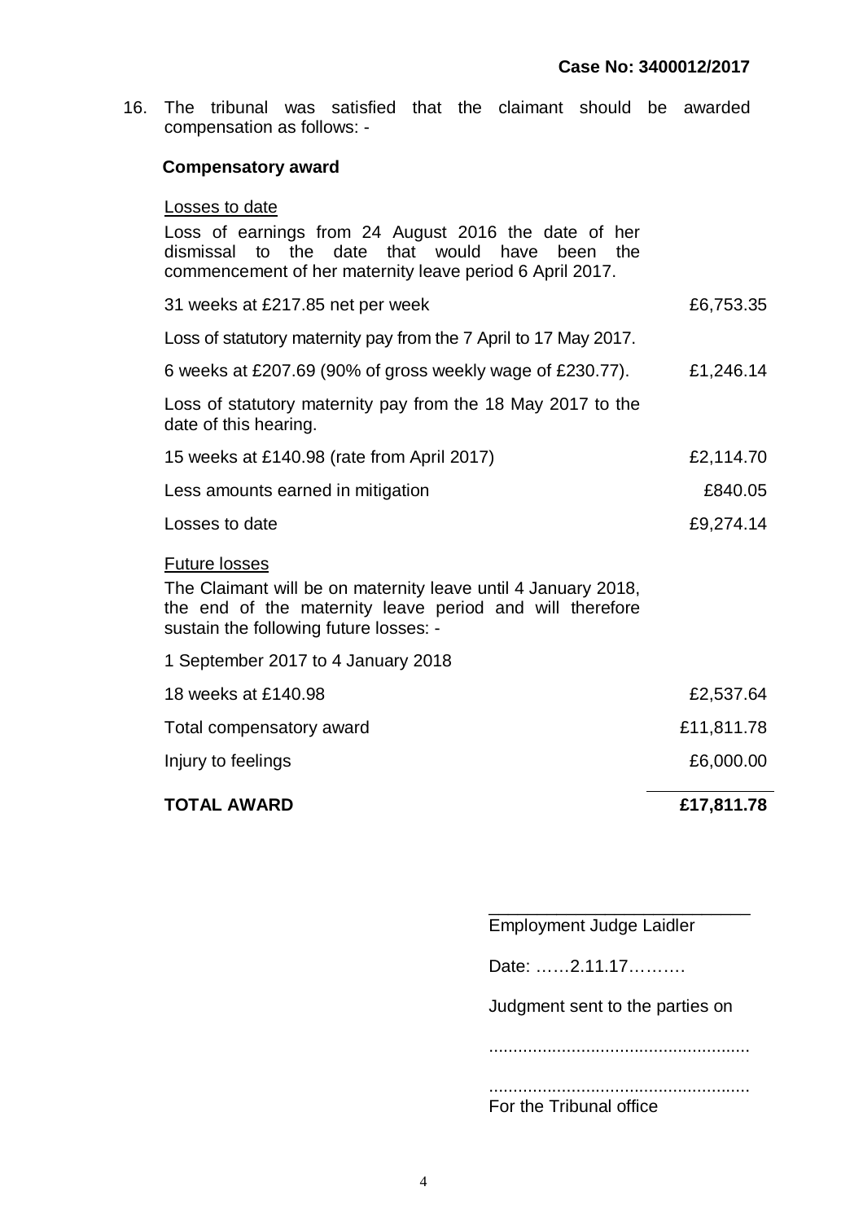16. The tribunal was satisfied that the claimant should be awarded compensation as follows: -

**Compensatory award**

Losses to date

Loss of earnings from 24 August 2016 the date of her dismissal to the date that would have been the commencement of her maternity leave period 6 April 2017.

| | |
|---|---|
| 31 weeks at £217.85 net per week | £6,753.35 |
| Loss of statutory maternity pay from the 7 April to 17 May 2017. | |
| 6 weeks at £207.69 (90% of gross weekly wage of £230.77). | £1,246.14 |
| Loss of statutory maternity pay from the 18 May 2017 to the date of this hearing. | |
| 15 weeks at £140.98 (rate from April 2017) | £2,114.70 |
| Less amounts earned in mitigation | £840.05 |
| Losses to date | £9,274.14 |

Future losses

The Claimant will be on maternity leave until 4 January 2018, the end of the maternity leave period and will therefore sustain the following future losses: -

| | |
|---|---|
| 1 September 2017 to 4 January 2018 | |
| 18 weeks at £140.98 | £2,537.64 |
| Total compensatory award | £11,811.78 |
| Injury to feelings | £6,000.00 |
| **TOTAL AWARD** | **£17,811.78** |

Employment Judge Laidler

Date: ……2.11.17……….

Judgment sent to the parties on

.....................................................

.....................................................
For the Tribunal office